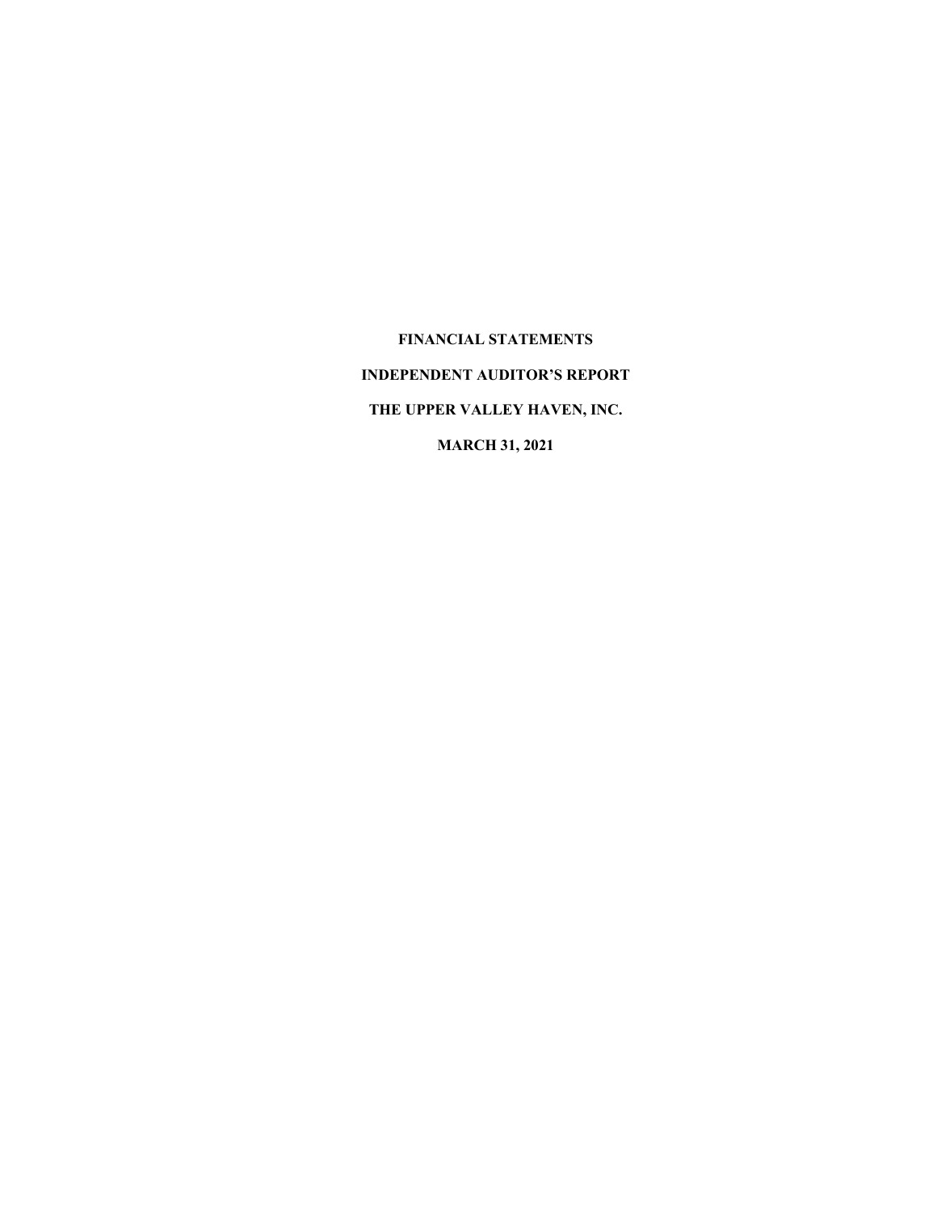**FINANCIAL STATEMENTS**

**INDEPENDENT AUDITOR'S REPORT**

**THE UPPER VALLEY HAVEN, INC.**

**MARCH 31, 2021**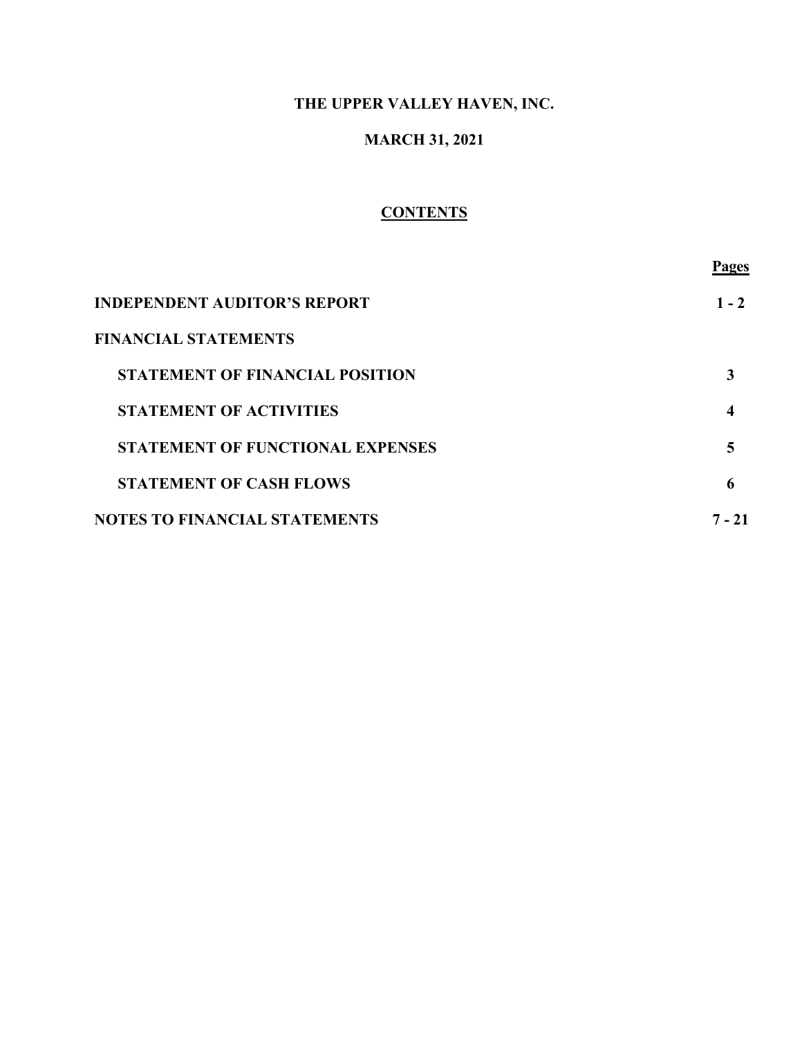# THE UPPER VALLEY HAVEN, INC.

## MARCH 31, 2021

### CONTENTS

| | Pages |
|---|---|
| **INDEPENDENT AUDITOR'S REPORT** | **1 - 2** |
| **FINANCIAL STATEMENTS** | |
| **STATEMENT OF FINANCIAL POSITION** | **3** |
| **STATEMENT OF ACTIVITIES** | **4** |
| **STATEMENT OF FUNCTIONAL EXPENSES** | **5** |
| **STATEMENT OF CASH FLOWS** | **6** |
| **NOTES TO FINANCIAL STATEMENTS** | **7 - 21** |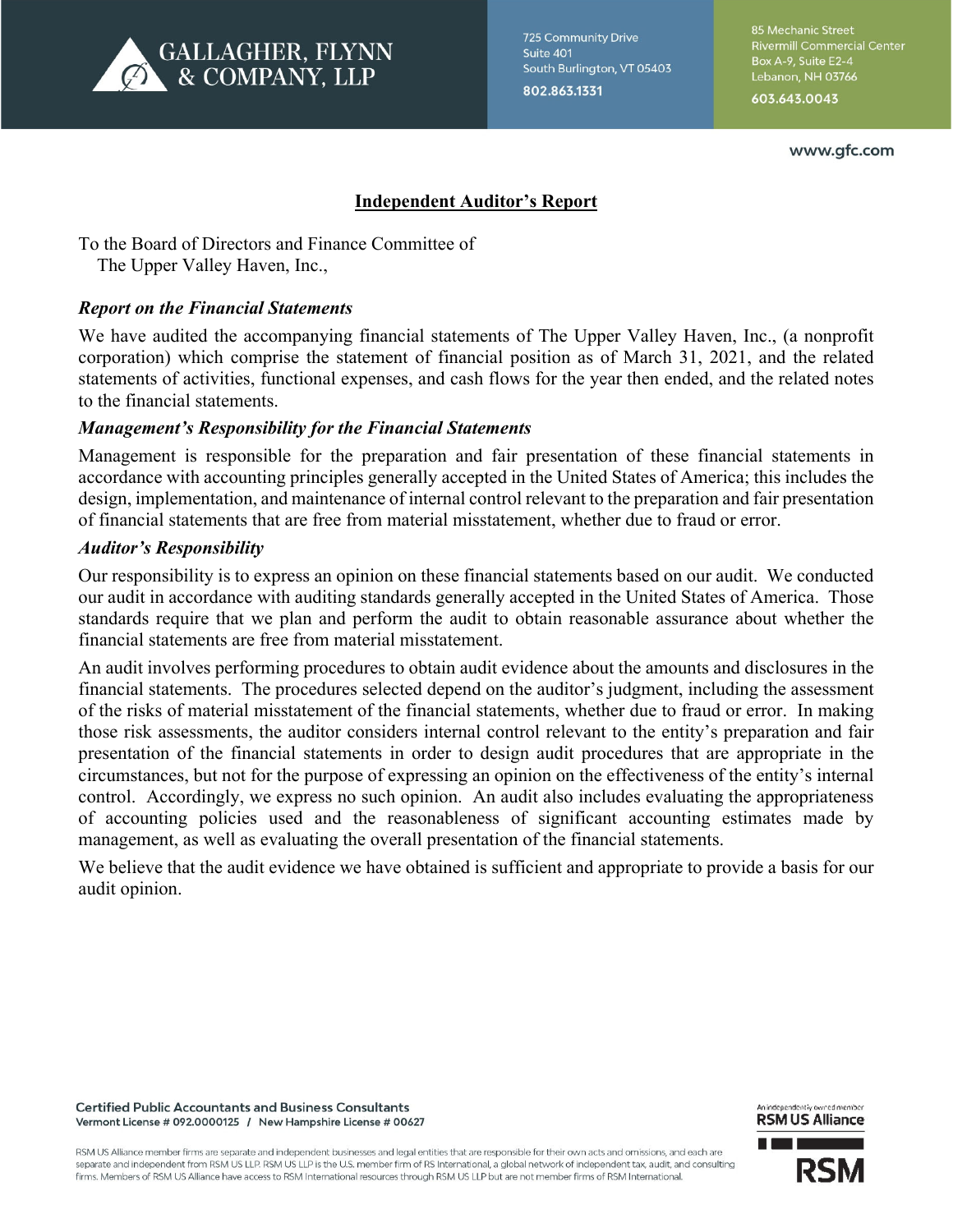# GALLAGHER, FLYNN & COMPANY, LLP

725 Community Drive
Suite 401
South Burlington, VT 05403
802.863.1331

85 Mechanic Street
Rivermill Commercial Center
Box A-9, Suite E2-4
Lebanon, NH 03766
603.643.0043

www.gfc.com

## Independent Auditor's Report

To the Board of Directors and Finance Committee of
The Upper Valley Haven, Inc.,

### *Report on the Financial Statements*

We have audited the accompanying financial statements of The Upper Valley Haven, Inc., (a nonprofit corporation) which comprise the statement of financial position as of March 31, 2021, and the related statements of activities, functional expenses, and cash flows for the year then ended, and the related notes to the financial statements.

### *Management's Responsibility for the Financial Statements*

Management is responsible for the preparation and fair presentation of these financial statements in accordance with accounting principles generally accepted in the United States of America; this includes the design, implementation, and maintenance of internal control relevant to the preparation and fair presentation of financial statements that are free from material misstatement, whether due to fraud or error.

### *Auditor's Responsibility*

Our responsibility is to express an opinion on these financial statements based on our audit. We conducted our audit in accordance with auditing standards generally accepted in the United States of America. Those standards require that we plan and perform the audit to obtain reasonable assurance about whether the financial statements are free from material misstatement.

An audit involves performing procedures to obtain audit evidence about the amounts and disclosures in the financial statements. The procedures selected depend on the auditor's judgment, including the assessment of the risks of material misstatement of the financial statements, whether due to fraud or error. In making those risk assessments, the auditor considers internal control relevant to the entity's preparation and fair presentation of the financial statements in order to design audit procedures that are appropriate in the circumstances, but not for the purpose of expressing an opinion on the effectiveness of the entity's internal control. Accordingly, we express no such opinion. An audit also includes evaluating the appropriateness of accounting policies used and the reasonableness of significant accounting estimates made by management, as well as evaluating the overall presentation of the financial statements.

We believe that the audit evidence we have obtained is sufficient and appropriate to provide a basis for our audit opinion.

**Certified Public Accountants and Business Consultants**
Vermont License # 092.0000125 / New Hampshire License # 00627

RSM US Alliance member firms are separate and independent businesses and legal entities that are responsible for their own acts and omissions, and each are separate and independent from RSM US LLP. RSM US LLP is the U.S. member firm of RS International, a global network of independent tax, audit, and consulting firms. Members of RSM US Alliance have access to RSM International resources through RSM US LLP but are not member firms of RSM International.

An independently owned member
RSM US Alliance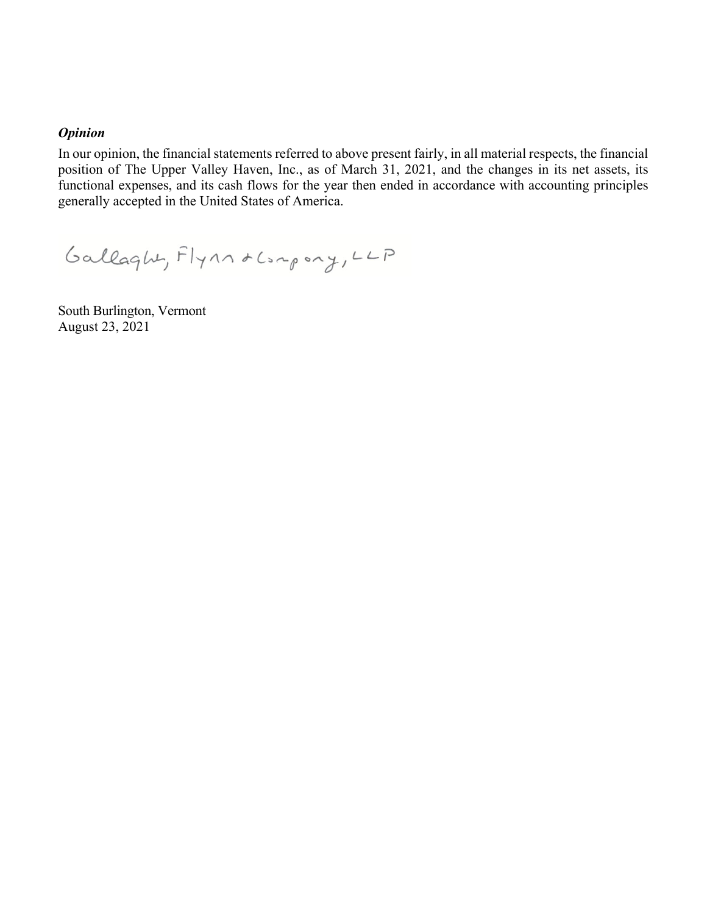***Opinion***

In our opinion, the financial statements referred to above present fairly, in all material respects, the financial position of The Upper Valley Haven, Inc., as of March 31, 2021, and the changes in its net assets, its functional expenses, and its cash flows for the year then ended in accordance with accounting principles generally accepted in the United States of America.

Gallagher, Flynn & Company, LLP

South Burlington, Vermont
August 23, 2021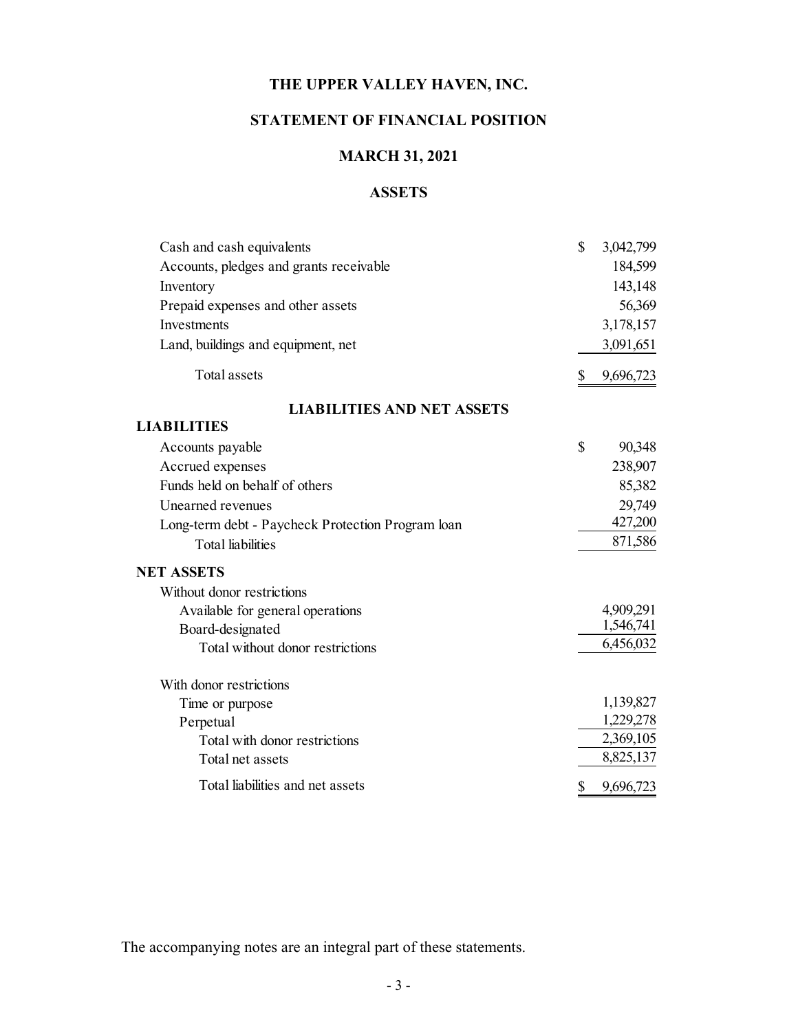# THE UPPER VALLEY HAVEN, INC.

## STATEMENT OF FINANCIAL POSITION

## MARCH 31, 2021

### ASSETS

| | |
|---|---|
| Cash and cash equivalents | $ 3,042,799 |
| Accounts, pledges and grants receivable | 184,599 |
| Inventory | 143,148 |
| Prepaid expenses and other assets | 56,369 |
| Investments | 3,178,157 |
| Land, buildings and equipment, net | 3,091,651 |
| Total assets | $ 9,696,723 |

### LIABILITIES AND NET ASSETS

| | |
|---|---|
| **LIABILITIES** | |
| Accounts payable | $ 90,348 |
| Accrued expenses | 238,907 |
| Funds held on behalf of others | 85,382 |
| Unearned revenues | 29,749 |
| Long-term debt - Paycheck Protection Program loan | 427,200 |
| Total liabilities | 871,586 |
| **NET ASSETS** | |
| Without donor restrictions | |
| Available for general operations | 4,909,291 |
| Board-designated | 1,546,741 |
| Total without donor restrictions | 6,456,032 |
| With donor restrictions | |
| Time or purpose | 1,139,827 |
| Perpetual | 1,229,278 |
| Total with donor restrictions | 2,369,105 |
| Total net assets | 8,825,137 |
| Total liabilities and net assets | $ 9,696,723 |

The accompanying notes are an integral part of these statements.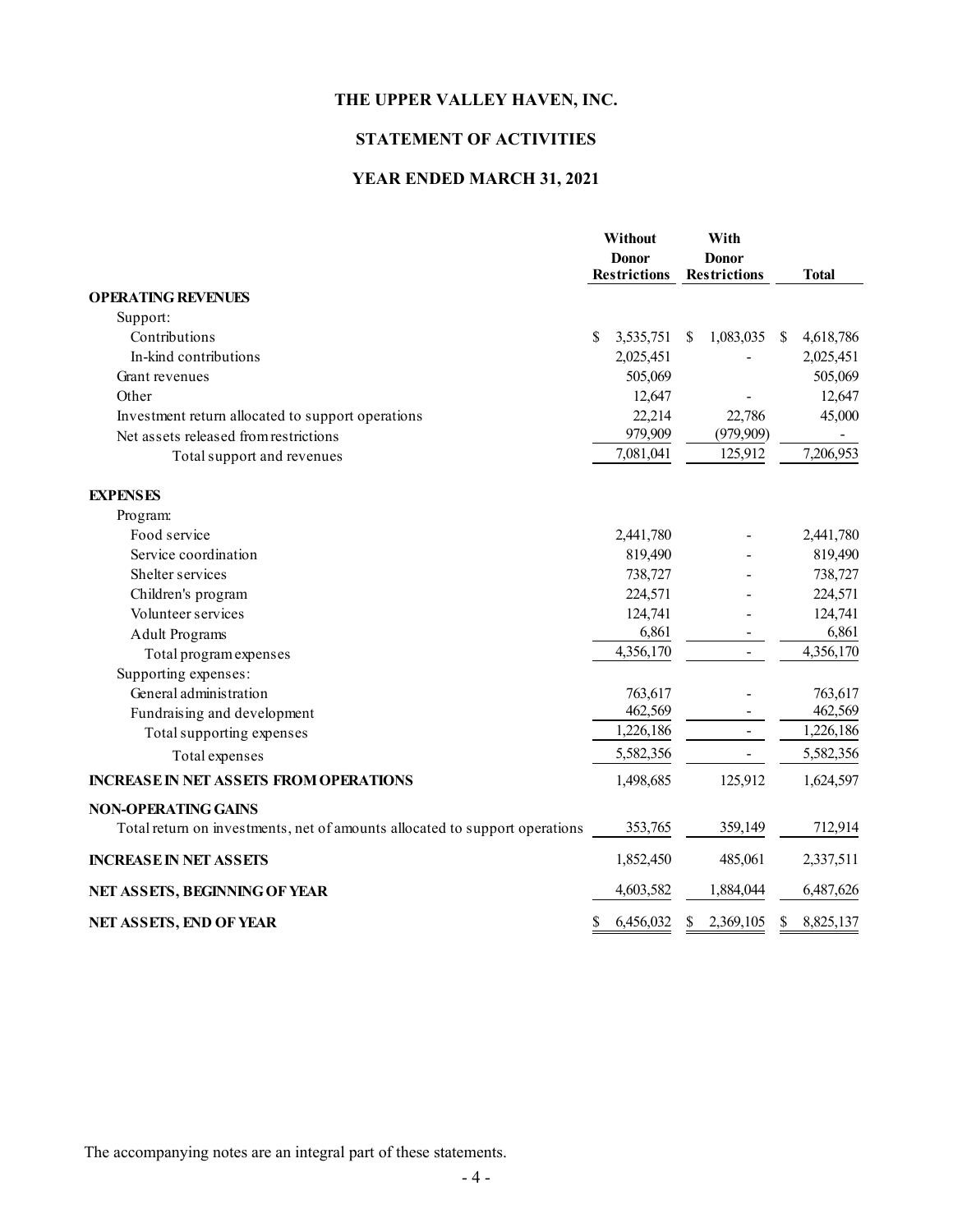# THE UPPER VALLEY HAVEN, INC.

## STATEMENT OF ACTIVITIES

## YEAR ENDED MARCH 31, 2021

| | Without Donor Restrictions | With Donor Restrictions | Total |
|---|---|---|---|
| **OPERATING REVENUES** | | | |
| Support: | | | |
| Contributions | $ 3,535,751 | $ 1,083,035 | $ 4,618,786 |
| In-kind contributions | 2,025,451 | - | 2,025,451 |
| Grant revenues | 505,069 | | 505,069 |
| Other | 12,647 | - | 12,647 |
| Investment return allocated to support operations | 22,214 | 22,786 | 45,000 |
| Net assets released from restrictions | 979,909 | (979,909) | - |
| Total support and revenues | 7,081,041 | 125,912 | 7,206,953 |
| **EXPENSES** | | | |
| Program: | | | |
| Food service | 2,441,780 | - | 2,441,780 |
| Service coordination | 819,490 | - | 819,490 |
| Shelter services | 738,727 | - | 738,727 |
| Children's program | 224,571 | - | 224,571 |
| Volunteer services | 124,741 | - | 124,741 |
| Adult Programs | 6,861 | - | 6,861 |
| Total program expenses | 4,356,170 | - | 4,356,170 |
| Supporting expenses: | | | |
| General administration | 763,617 | - | 763,617 |
| Fundraising and development | 462,569 | - | 462,569 |
| Total supporting expenses | 1,226,186 | - | 1,226,186 |
| Total expenses | 5,582,356 | - | 5,582,356 |
| **INCREASE IN NET ASSETS FROM OPERATIONS** | 1,498,685 | 125,912 | 1,624,597 |
| **NON-OPERATING GAINS** | | | |
| Total return on investments, net of amounts allocated to support operations | 353,765 | 359,149 | 712,914 |
| **INCREASE IN NET ASSETS** | 1,852,450 | 485,061 | 2,337,511 |
| **NET ASSETS, BEGINNING OF YEAR** | 4,603,582 | 1,884,044 | 6,487,626 |
| **NET ASSETS, END OF YEAR** | $ 6,456,032 | $ 2,369,105 | $ 8,825,137 |

The accompanying notes are an integral part of these statements.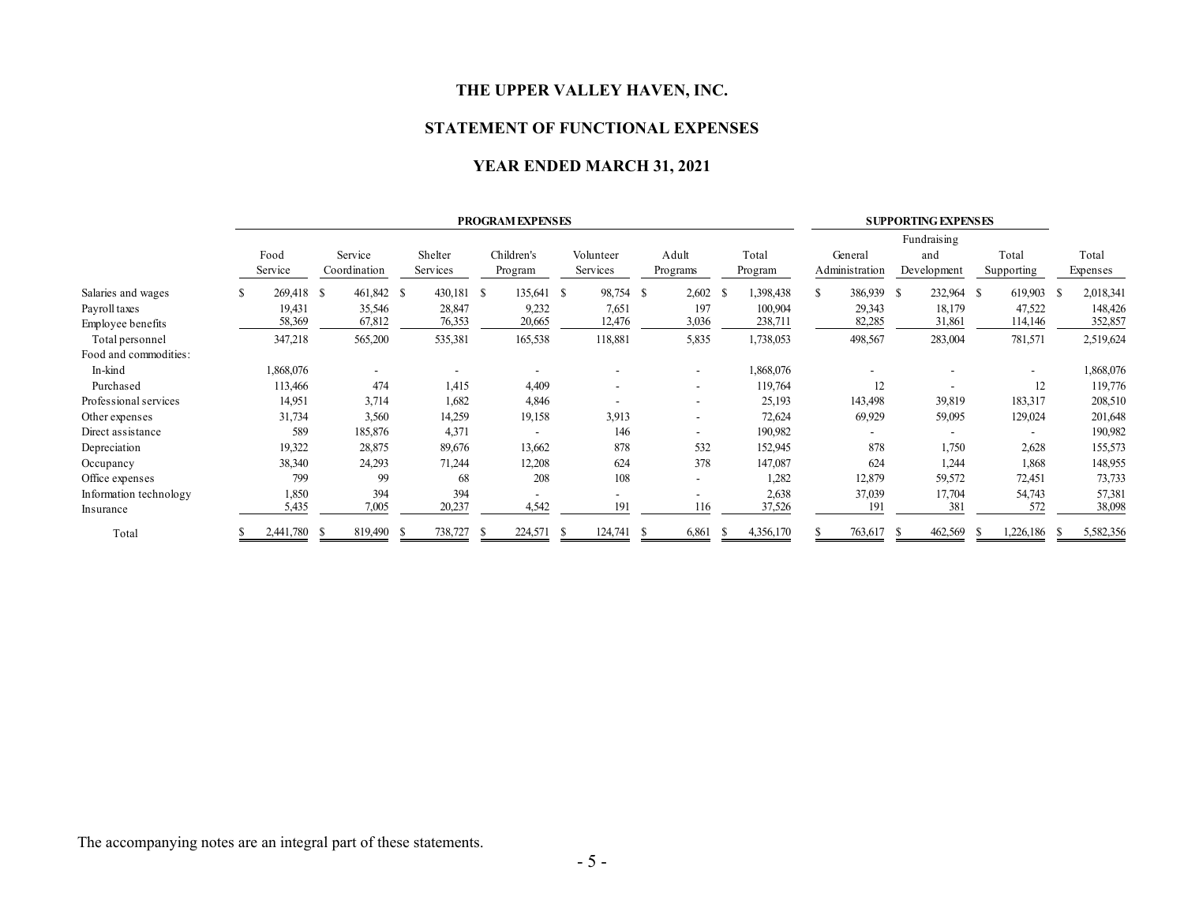# THE UPPER VALLEY HAVEN, INC.

## STATEMENT OF FUNCTIONAL EXPENSES

### YEAR ENDED MARCH 31, 2021

| | PROGRAM EXPENSES | | | | | | | SUPPORTING EXPENSES | | | |
|---|---|---|---|---|---|---|---|---|---|---|---|
| | Food Service | Service Coordination | Shelter Services | Children's Program | Volunteer Services | Adult Programs | Total Program | General Administration | Fundraising and Development | Total Supporting | Total Expenses |
| Salaries and wages | $ 269,418 | $ 461,842 | $ 430,181 | $ 135,641 | $ 98,754 | $ 2,602 | $ 1,398,438 | $ 386,939 | $ 232,964 | $ 619,903 | $ 2,018,341 |
| Payroll taxes | 19,431 | 35,546 | 28,847 | 9,232 | 7,651 | 197 | 100,904 | 29,343 | 18,179 | 47,522 | 148,426 |
| Employee benefits | 58,369 | 67,812 | 76,353 | 20,665 | 12,476 | 3,036 | 238,711 | 82,285 | 31,861 | 114,146 | 352,857 |
| Total personnel | 347,218 | 565,200 | 535,381 | 165,538 | 118,881 | 5,835 | 1,738,053 | 498,567 | 283,004 | 781,571 | 2,519,624 |
| Food and commodities: | | | | | | | | | | | |
| In-kind | 1,868,076 | - | - | - | - | - | 1,868,076 | - | - | - | 1,868,076 |
| Purchased | 113,466 | 474 | 1,415 | 4,409 | - | - | 119,764 | 12 | - | 12 | 119,776 |
| Professional services | 14,951 | 3,714 | 1,682 | 4,846 | - | - | 25,193 | 143,498 | 39,819 | 183,317 | 208,510 |
| Other expenses | 31,734 | 3,560 | 14,259 | 19,158 | 3,913 | - | 72,624 | 69,929 | 59,095 | 129,024 | 201,648 |
| Direct assistance | 589 | 185,876 | 4,371 | - | 146 | - | 190,982 | - | - | - | 190,982 |
| Depreciation | 19,322 | 28,875 | 89,676 | 13,662 | 878 | 532 | 152,945 | 878 | 1,750 | 2,628 | 155,573 |
| Occupancy | 38,340 | 24,293 | 71,244 | 12,208 | 624 | 378 | 147,087 | 624 | 1,244 | 1,868 | 148,955 |
| Office expenses | 799 | 99 | 68 | 208 | 108 | - | 1,282 | 12,879 | 59,572 | 72,451 | 73,733 |
| Information technology | 1,850 | 394 | 394 | - | - | - | 2,638 | 37,039 | 17,704 | 54,743 | 57,381 |
| Insurance | 5,435 | 7,005 | 20,237 | 4,542 | 191 | 116 | 37,526 | 191 | 381 | 572 | 38,098 |
| Total | $ 2,441,780 | $ 819,490 | $ 738,727 | $ 224,571 | $ 124,741 | $ 6,861 | $ 4,356,170 | $ 763,617 | $ 462,569 | $ 1,226,186 | $ 5,582,356 |

The accompanying notes are an integral part of these statements.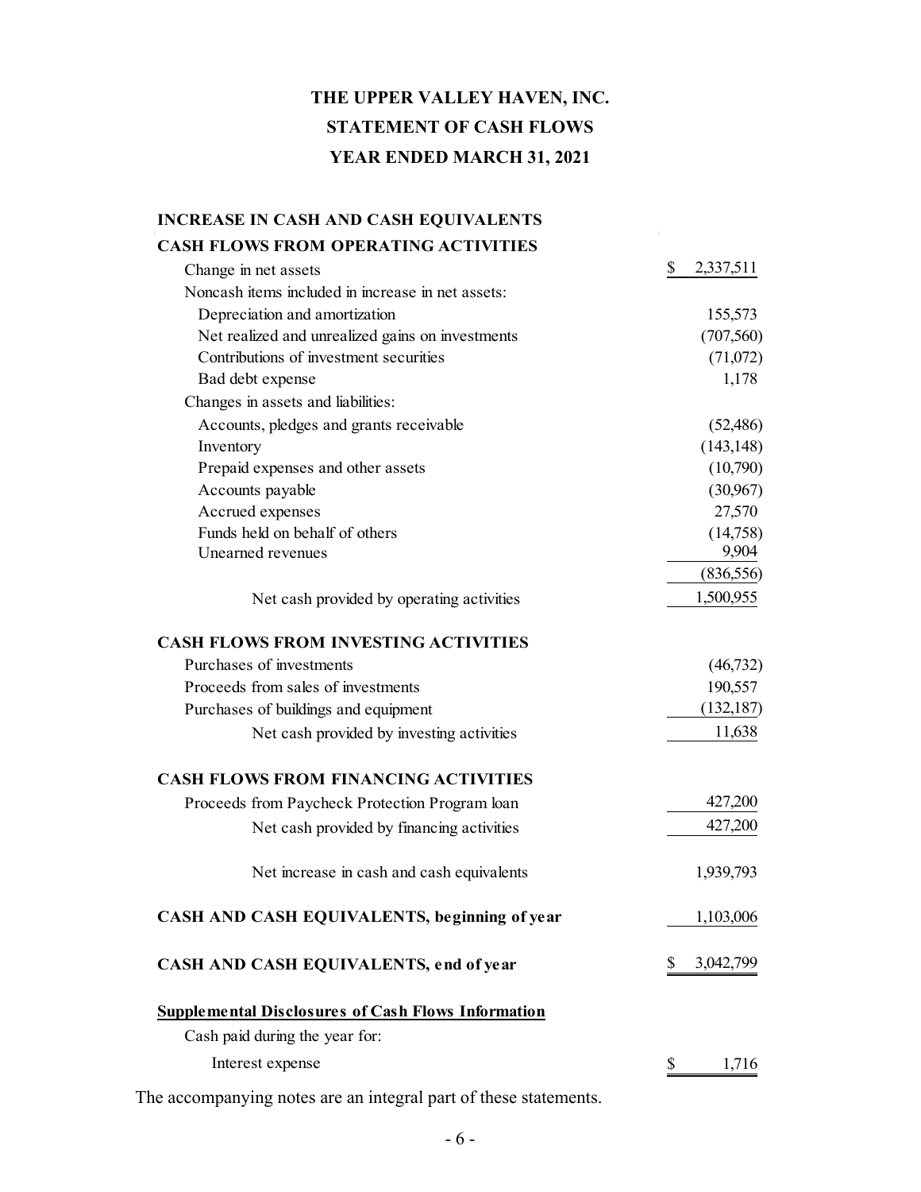# THE UPPER VALLEY HAVEN, INC.
## STATEMENT OF CASH FLOWS
## YEAR ENDED MARCH 31, 2021

| | |
|---|---|
| **INCREASE IN CASH AND CASH EQUIVALENTS** | |
| **CASH FLOWS FROM OPERATING ACTIVITIES** | |
| Change in net assets | $ 2,337,511 |
| Noncash items included in increase in net assets: | |
| Depreciation and amortization | 155,573 |
| Net realized and unrealized gains on investments | (707,560) |
| Contributions of investment securities | (71,072) |
| Bad debt expense | 1,178 |
| Changes in assets and liabilities: | |
| Accounts, pledges and grants receivable | (52,486) |
| Inventory | (143,148) |
| Prepaid expenses and other assets | (10,790) |
| Accounts payable | (30,967) |
| Accrued expenses | 27,570 |
| Funds held on behalf of others | (14,758) |
| Unearned revenues | 9,904 |
| | (836,556) |
| Net cash provided by operating activities | 1,500,955 |
| **CASH FLOWS FROM INVESTING ACTIVITIES** | |
| Purchases of investments | (46,732) |
| Proceeds from sales of investments | 190,557 |
| Purchases of buildings and equipment | (132,187) |
| Net cash provided by investing activities | 11,638 |
| **CASH FLOWS FROM FINANCING ACTIVITIES** | |
| Proceeds from Paycheck Protection Program loan | 427,200 |
| Net cash provided by financing activities | 427,200 |
| Net increase in cash and cash equivalents | 1,939,793 |
| **CASH AND CASH EQUIVALENTS, beginning of year** | 1,103,006 |
| **CASH AND CASH EQUIVALENTS, end of year** | $ 3,042,799 |

**Supplemental Disclosures of Cash Flows Information**

| | |
|---|---|
| Cash paid during the year for: | |
| Interest expense | $ 1,716 |

The accompanying notes are an integral part of these statements.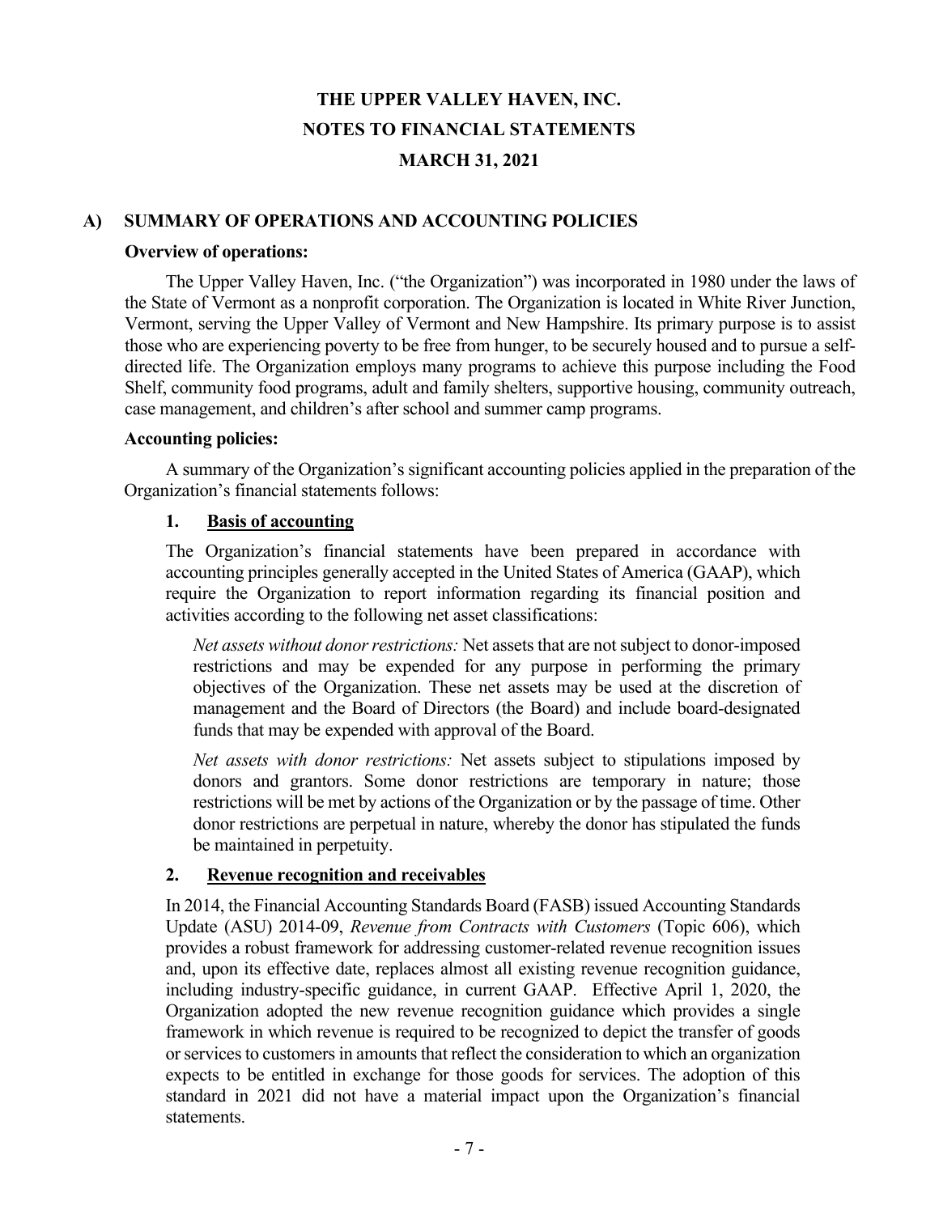# THE UPPER VALLEY HAVEN, INC.
# NOTES TO FINANCIAL STATEMENTS
# MARCH 31, 2021

## A) SUMMARY OF OPERATIONS AND ACCOUNTING POLICIES

**Overview of operations:**

The Upper Valley Haven, Inc. ("the Organization") was incorporated in 1980 under the laws of the State of Vermont as a nonprofit corporation. The Organization is located in White River Junction, Vermont, serving the Upper Valley of Vermont and New Hampshire. Its primary purpose is to assist those who are experiencing poverty to be free from hunger, to be securely housed and to pursue a self-directed life. The Organization employs many programs to achieve this purpose including the Food Shelf, community food programs, adult and family shelters, supportive housing, community outreach, case management, and children's after school and summer camp programs.

**Accounting policies:**

A summary of the Organization's significant accounting policies applied in the preparation of the Organization's financial statements follows:

### 1. Basis of accounting

The Organization's financial statements have been prepared in accordance with accounting principles generally accepted in the United States of America (GAAP), which require the Organization to report information regarding its financial position and activities according to the following net asset classifications:

*Net assets without donor restrictions:* Net assets that are not subject to donor-imposed restrictions and may be expended for any purpose in performing the primary objectives of the Organization. These net assets may be used at the discretion of management and the Board of Directors (the Board) and include board-designated funds that may be expended with approval of the Board.

*Net assets with donor restrictions:* Net assets subject to stipulations imposed by donors and grantors. Some donor restrictions are temporary in nature; those restrictions will be met by actions of the Organization or by the passage of time. Other donor restrictions are perpetual in nature, whereby the donor has stipulated the funds be maintained in perpetuity.

### 2. Revenue recognition and receivables

In 2014, the Financial Accounting Standards Board (FASB) issued Accounting Standards Update (ASU) 2014-09, *Revenue from Contracts with Customers* (Topic 606), which provides a robust framework for addressing customer-related revenue recognition issues and, upon its effective date, replaces almost all existing revenue recognition guidance, including industry-specific guidance, in current GAAP. Effective April 1, 2020, the Organization adopted the new revenue recognition guidance which provides a single framework in which revenue is required to be recognized to depict the transfer of goods or services to customers in amounts that reflect the consideration to which an organization expects to be entitled in exchange for those goods for services. The adoption of this standard in 2021 did not have a material impact upon the Organization's financial statements.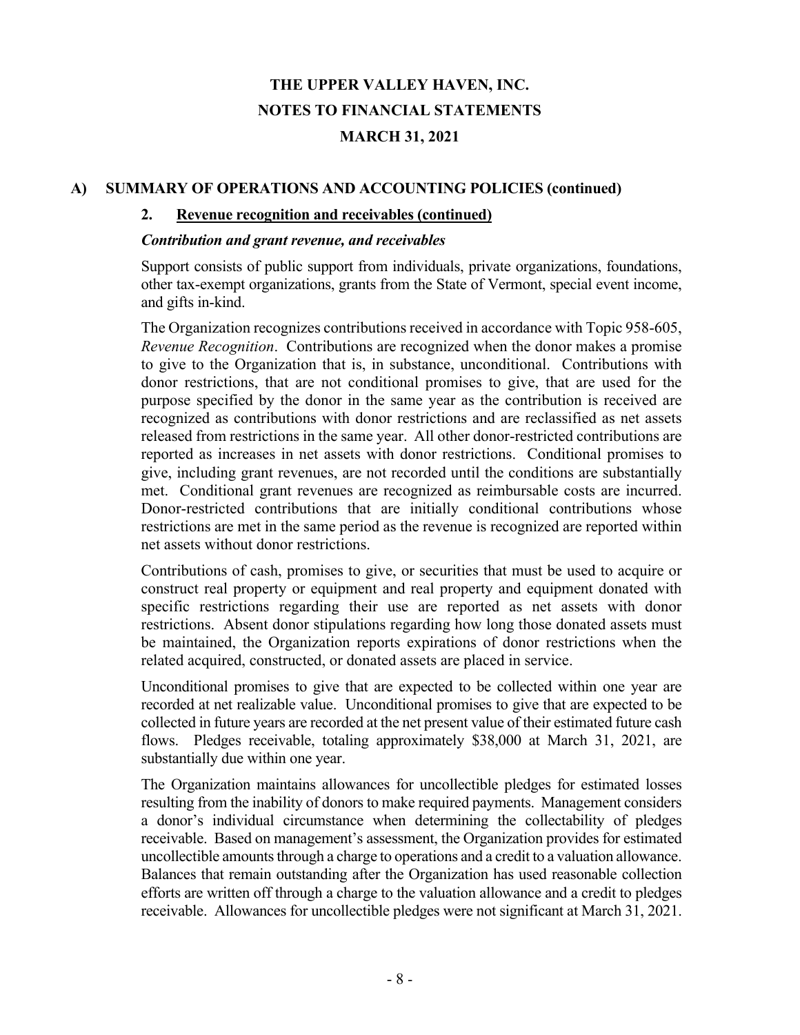# THE UPPER VALLEY HAVEN, INC.

## NOTES TO FINANCIAL STATEMENTS

## MARCH 31, 2021

### A) SUMMARY OF OPERATIONS AND ACCOUNTING POLICIES (continued)

#### 2. Revenue recognition and receivables (continued)

***Contribution and grant revenue, and receivables***

Support consists of public support from individuals, private organizations, foundations, other tax-exempt organizations, grants from the State of Vermont, special event income, and gifts in-kind.

The Organization recognizes contributions received in accordance with Topic 958-605, *Revenue Recognition*. Contributions are recognized when the donor makes a promise to give to the Organization that is, in substance, unconditional. Contributions with donor restrictions, that are not conditional promises to give, that are used for the purpose specified by the donor in the same year as the contribution is received are recognized as contributions with donor restrictions and are reclassified as net assets released from restrictions in the same year. All other donor-restricted contributions are reported as increases in net assets with donor restrictions. Conditional promises to give, including grant revenues, are not recorded until the conditions are substantially met. Conditional grant revenues are recognized as reimbursable costs are incurred. Donor-restricted contributions that are initially conditional contributions whose restrictions are met in the same period as the revenue is recognized are reported within net assets without donor restrictions.

Contributions of cash, promises to give, or securities that must be used to acquire or construct real property or equipment and real property and equipment donated with specific restrictions regarding their use are reported as net assets with donor restrictions. Absent donor stipulations regarding how long those donated assets must be maintained, the Organization reports expirations of donor restrictions when the related acquired, constructed, or donated assets are placed in service.

Unconditional promises to give that are expected to be collected within one year are recorded at net realizable value. Unconditional promises to give that are expected to be collected in future years are recorded at the net present value of their estimated future cash flows. Pledges receivable, totaling approximately $38,000 at March 31, 2021, are substantially due within one year.

The Organization maintains allowances for uncollectible pledges for estimated losses resulting from the inability of donors to make required payments. Management considers a donor's individual circumstance when determining the collectability of pledges receivable. Based on management's assessment, the Organization provides for estimated uncollectible amounts through a charge to operations and a credit to a valuation allowance. Balances that remain outstanding after the Organization has used reasonable collection efforts are written off through a charge to the valuation allowance and a credit to pledges receivable. Allowances for uncollectible pledges were not significant at March 31, 2021.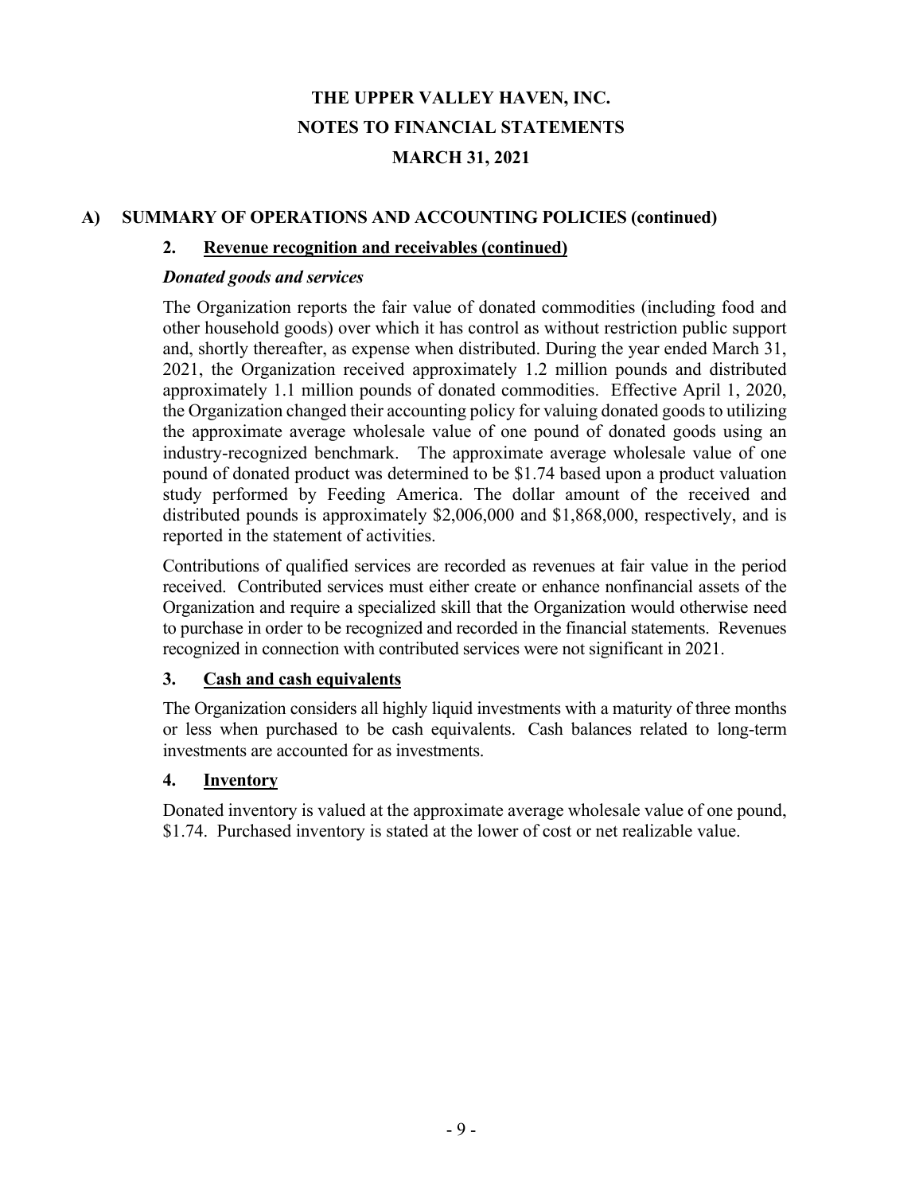# THE UPPER VALLEY HAVEN, INC.
# NOTES TO FINANCIAL STATEMENTS
# MARCH 31, 2021

## A) SUMMARY OF OPERATIONS AND ACCOUNTING POLICIES (continued)

### 2. Revenue recognition and receivables (continued)

***Donated goods and services***

The Organization reports the fair value of donated commodities (including food and other household goods) over which it has control as without restriction public support and, shortly thereafter, as expense when distributed. During the year ended March 31, 2021, the Organization received approximately 1.2 million pounds and distributed approximately 1.1 million pounds of donated commodities. Effective April 1, 2020, the Organization changed their accounting policy for valuing donated goods to utilizing the approximate average wholesale value of one pound of donated goods using an industry-recognized benchmark. The approximate average wholesale value of one pound of donated product was determined to be $1.74 based upon a product valuation study performed by Feeding America. The dollar amount of the received and distributed pounds is approximately $2,006,000 and $1,868,000, respectively, and is reported in the statement of activities.

Contributions of qualified services are recorded as revenues at fair value in the period received. Contributed services must either create or enhance nonfinancial assets of the Organization and require a specialized skill that the Organization would otherwise need to purchase in order to be recognized and recorded in the financial statements. Revenues recognized in connection with contributed services were not significant in 2021.

### 3. Cash and cash equivalents

The Organization considers all highly liquid investments with a maturity of three months or less when purchased to be cash equivalents. Cash balances related to long-term investments are accounted for as investments.

### 4. Inventory

Donated inventory is valued at the approximate average wholesale value of one pound, $1.74. Purchased inventory is stated at the lower of cost or net realizable value.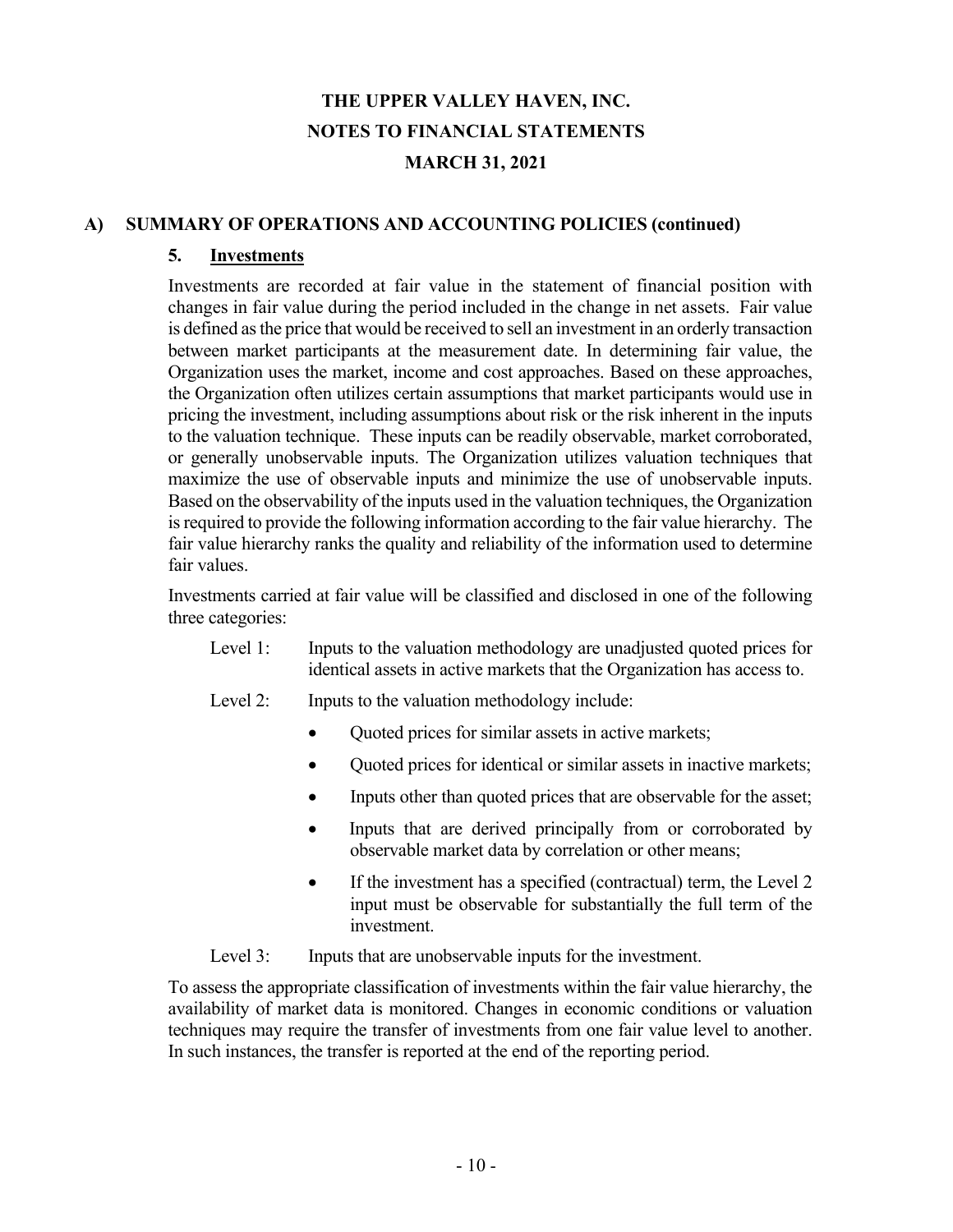# THE UPPER VALLEY HAVEN, INC.
## NOTES TO FINANCIAL STATEMENTS
## MARCH 31, 2021

### A) SUMMARY OF OPERATIONS AND ACCOUNTING POLICIES (continued)

#### 5. Investments

Investments are recorded at fair value in the statement of financial position with changes in fair value during the period included in the change in net assets. Fair value is defined as the price that would be received to sell an investment in an orderly transaction between market participants at the measurement date. In determining fair value, the Organization uses the market, income and cost approaches. Based on these approaches, the Organization often utilizes certain assumptions that market participants would use in pricing the investment, including assumptions about risk or the risk inherent in the inputs to the valuation technique. These inputs can be readily observable, market corroborated, or generally unobservable inputs. The Organization utilizes valuation techniques that maximize the use of observable inputs and minimize the use of unobservable inputs. Based on the observability of the inputs used in the valuation techniques, the Organization is required to provide the following information according to the fair value hierarchy. The fair value hierarchy ranks the quality and reliability of the information used to determine fair values.

Investments carried at fair value will be classified and disclosed in one of the following three categories:

Level 1: Inputs to the valuation methodology are unadjusted quoted prices for identical assets in active markets that the Organization has access to.

Level 2: Inputs to the valuation methodology include:

- Quoted prices for similar assets in active markets;
- Quoted prices for identical or similar assets in inactive markets;
- Inputs other than quoted prices that are observable for the asset;
- Inputs that are derived principally from or corroborated by observable market data by correlation or other means;
- If the investment has a specified (contractual) term, the Level 2 input must be observable for substantially the full term of the investment.

Level 3: Inputs that are unobservable inputs for the investment.

To assess the appropriate classification of investments within the fair value hierarchy, the availability of market data is monitored. Changes in economic conditions or valuation techniques may require the transfer of investments from one fair value level to another. In such instances, the transfer is reported at the end of the reporting period.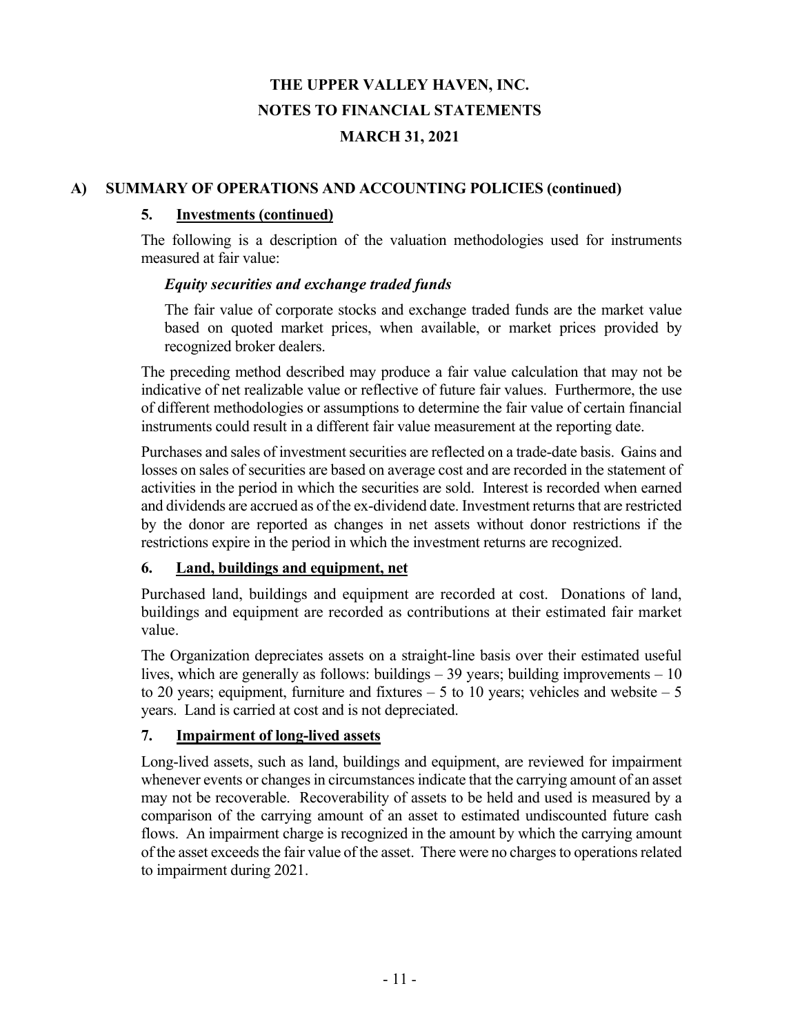# THE UPPER VALLEY HAVEN, INC.
# NOTES TO FINANCIAL STATEMENTS
# MARCH 31, 2021

## A) SUMMARY OF OPERATIONS AND ACCOUNTING POLICIES (continued)

### 5. Investments (continued)

The following is a description of the valuation methodologies used for instruments measured at fair value:

***Equity securities and exchange traded funds***

The fair value of corporate stocks and exchange traded funds are the market value based on quoted market prices, when available, or market prices provided by recognized broker dealers.

The preceding method described may produce a fair value calculation that may not be indicative of net realizable value or reflective of future fair values. Furthermore, the use of different methodologies or assumptions to determine the fair value of certain financial instruments could result in a different fair value measurement at the reporting date.

Purchases and sales of investment securities are reflected on a trade-date basis. Gains and losses on sales of securities are based on average cost and are recorded in the statement of activities in the period in which the securities are sold. Interest is recorded when earned and dividends are accrued as of the ex-dividend date. Investment returns that are restricted by the donor are reported as changes in net assets without donor restrictions if the restrictions expire in the period in which the investment returns are recognized.

### 6. Land, buildings and equipment, net

Purchased land, buildings and equipment are recorded at cost. Donations of land, buildings and equipment are recorded as contributions at their estimated fair market value.

The Organization depreciates assets on a straight-line basis over their estimated useful lives, which are generally as follows: buildings – 39 years; building improvements – 10 to 20 years; equipment, furniture and fixtures – 5 to 10 years; vehicles and website – 5 years. Land is carried at cost and is not depreciated.

### 7. Impairment of long-lived assets

Long-lived assets, such as land, buildings and equipment, are reviewed for impairment whenever events or changes in circumstances indicate that the carrying amount of an asset may not be recoverable. Recoverability of assets to be held and used is measured by a comparison of the carrying amount of an asset to estimated undiscounted future cash flows. An impairment charge is recognized in the amount by which the carrying amount of the asset exceeds the fair value of the asset. There were no charges to operations related to impairment during 2021.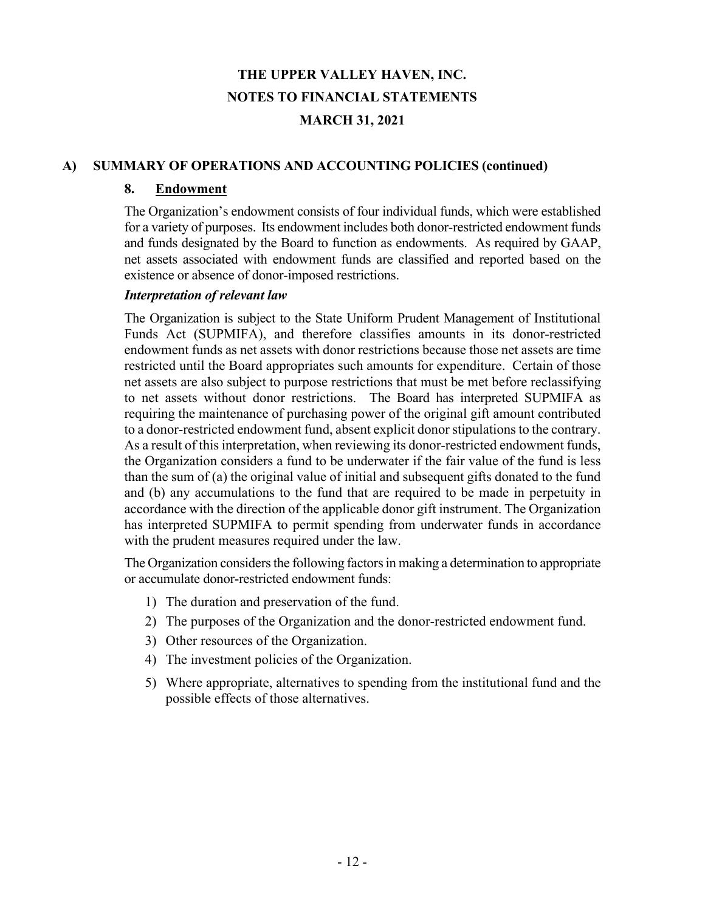# THE UPPER VALLEY HAVEN, INC.

## NOTES TO FINANCIAL STATEMENTS

## MARCH 31, 2021

## A) SUMMARY OF OPERATIONS AND ACCOUNTING POLICIES (continued)

### 8. Endowment

The Organization's endowment consists of four individual funds, which were established for a variety of purposes. Its endowment includes both donor-restricted endowment funds and funds designated by the Board to function as endowments. As required by GAAP, net assets associated with endowment funds are classified and reported based on the existence or absence of donor-imposed restrictions.

***Interpretation of relevant law***

The Organization is subject to the State Uniform Prudent Management of Institutional Funds Act (SUPMIFA), and therefore classifies amounts in its donor-restricted endowment funds as net assets with donor restrictions because those net assets are time restricted until the Board appropriates such amounts for expenditure. Certain of those net assets are also subject to purpose restrictions that must be met before reclassifying to net assets without donor restrictions. The Board has interpreted SUPMIFA as requiring the maintenance of purchasing power of the original gift amount contributed to a donor-restricted endowment fund, absent explicit donor stipulations to the contrary. As a result of this interpretation, when reviewing its donor-restricted endowment funds, the Organization considers a fund to be underwater if the fair value of the fund is less than the sum of (a) the original value of initial and subsequent gifts donated to the fund and (b) any accumulations to the fund that are required to be made in perpetuity in accordance with the direction of the applicable donor gift instrument. The Organization has interpreted SUPMIFA to permit spending from underwater funds in accordance with the prudent measures required under the law.

The Organization considers the following factors in making a determination to appropriate or accumulate donor-restricted endowment funds:

1) The duration and preservation of the fund.
2) The purposes of the Organization and the donor-restricted endowment fund.
3) Other resources of the Organization.
4) The investment policies of the Organization.
5) Where appropriate, alternatives to spending from the institutional fund and the possible effects of those alternatives.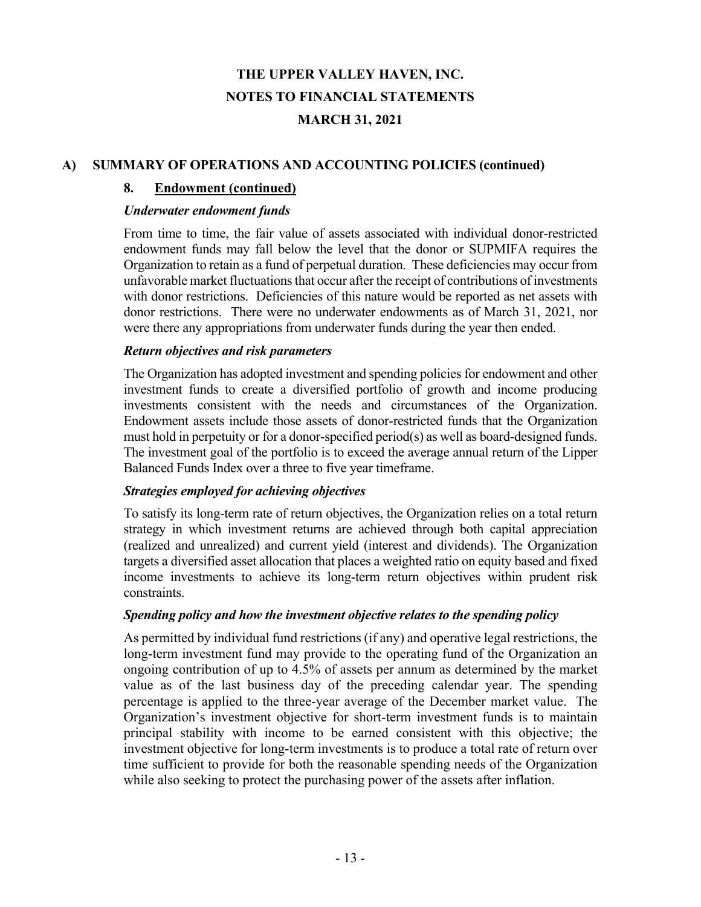# THE UPPER VALLEY HAVEN, INC.
# NOTES TO FINANCIAL STATEMENTS
# MARCH 31, 2021

## A) SUMMARY OF OPERATIONS AND ACCOUNTING POLICIES (continued)

### 8. Endowment (continued)

***Underwater endowment funds***

From time to time, the fair value of assets associated with individual donor-restricted endowment funds may fall below the level that the donor or SUPMIFA requires the Organization to retain as a fund of perpetual duration. These deficiencies may occur from unfavorable market fluctuations that occur after the receipt of contributions of investments with donor restrictions. Deficiencies of this nature would be reported as net assets with donor restrictions. There were no underwater endowments as of March 31, 2021, nor were there any appropriations from underwater funds during the year then ended.

***Return objectives and risk parameters***

The Organization has adopted investment and spending policies for endowment and other investment funds to create a diversified portfolio of growth and income producing investments consistent with the needs and circumstances of the Organization. Endowment assets include those assets of donor-restricted funds that the Organization must hold in perpetuity or for a donor-specified period(s) as well as board-designed funds. The investment goal of the portfolio is to exceed the average annual return of the Lipper Balanced Funds Index over a three to five year timeframe.

***Strategies employed for achieving objectives***

To satisfy its long-term rate of return objectives, the Organization relies on a total return strategy in which investment returns are achieved through both capital appreciation (realized and unrealized) and current yield (interest and dividends). The Organization targets a diversified asset allocation that places a weighted ratio on equity based and fixed income investments to achieve its long-term return objectives within prudent risk constraints.

***Spending policy and how the investment objective relates to the spending policy***

As permitted by individual fund restrictions (if any) and operative legal restrictions, the long-term investment fund may provide to the operating fund of the Organization an ongoing contribution of up to 4.5% of assets per annum as determined by the market value as of the last business day of the preceding calendar year. The spending percentage is applied to the three-year average of the December market value. The Organization's investment objective for short-term investment funds is to maintain principal stability with income to be earned consistent with this objective; the investment objective for long-term investments is to produce a total rate of return over time sufficient to provide for both the reasonable spending needs of the Organization while also seeking to protect the purchasing power of the assets after inflation.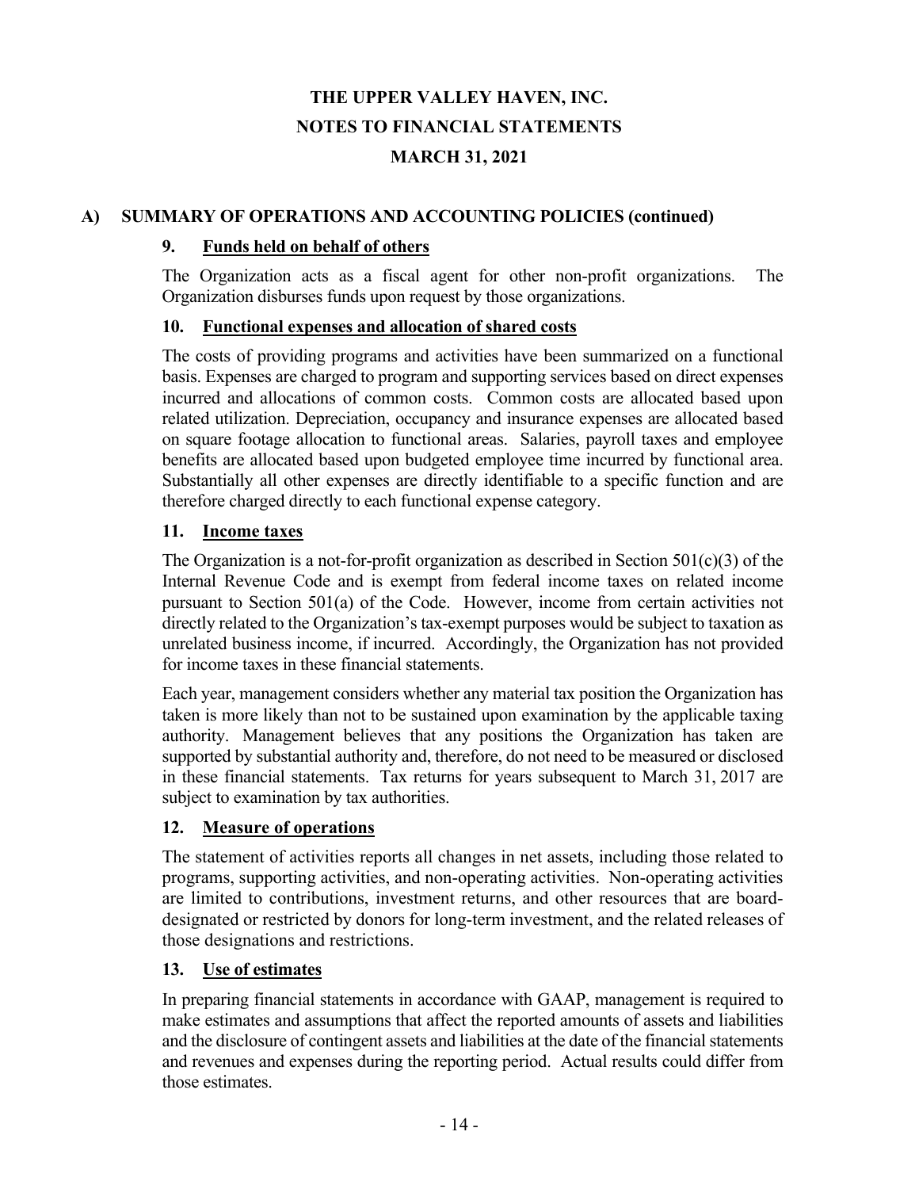# THE UPPER VALLEY HAVEN, INC.
# NOTES TO FINANCIAL STATEMENTS
# MARCH 31, 2021

## A) SUMMARY OF OPERATIONS AND ACCOUNTING POLICIES (continued)

### 9. Funds held on behalf of others

The Organization acts as a fiscal agent for other non-profit organizations. The Organization disburses funds upon request by those organizations.

### 10. Functional expenses and allocation of shared costs

The costs of providing programs and activities have been summarized on a functional basis. Expenses are charged to program and supporting services based on direct expenses incurred and allocations of common costs. Common costs are allocated based upon related utilization. Depreciation, occupancy and insurance expenses are allocated based on square footage allocation to functional areas. Salaries, payroll taxes and employee benefits are allocated based upon budgeted employee time incurred by functional area. Substantially all other expenses are directly identifiable to a specific function and are therefore charged directly to each functional expense category.

### 11. Income taxes

The Organization is a not-for-profit organization as described in Section 501(c)(3) of the Internal Revenue Code and is exempt from federal income taxes on related income pursuant to Section 501(a) of the Code. However, income from certain activities not directly related to the Organization's tax-exempt purposes would be subject to taxation as unrelated business income, if incurred. Accordingly, the Organization has not provided for income taxes in these financial statements.

Each year, management considers whether any material tax position the Organization has taken is more likely than not to be sustained upon examination by the applicable taxing authority. Management believes that any positions the Organization has taken are supported by substantial authority and, therefore, do not need to be measured or disclosed in these financial statements. Tax returns for years subsequent to March 31, 2017 are subject to examination by tax authorities.

### 12. Measure of operations

The statement of activities reports all changes in net assets, including those related to programs, supporting activities, and non-operating activities. Non-operating activities are limited to contributions, investment returns, and other resources that are board-designated or restricted by donors for long-term investment, and the related releases of those designations and restrictions.

### 13. Use of estimates

In preparing financial statements in accordance with GAAP, management is required to make estimates and assumptions that affect the reported amounts of assets and liabilities and the disclosure of contingent assets and liabilities at the date of the financial statements and revenues and expenses during the reporting period. Actual results could differ from those estimates.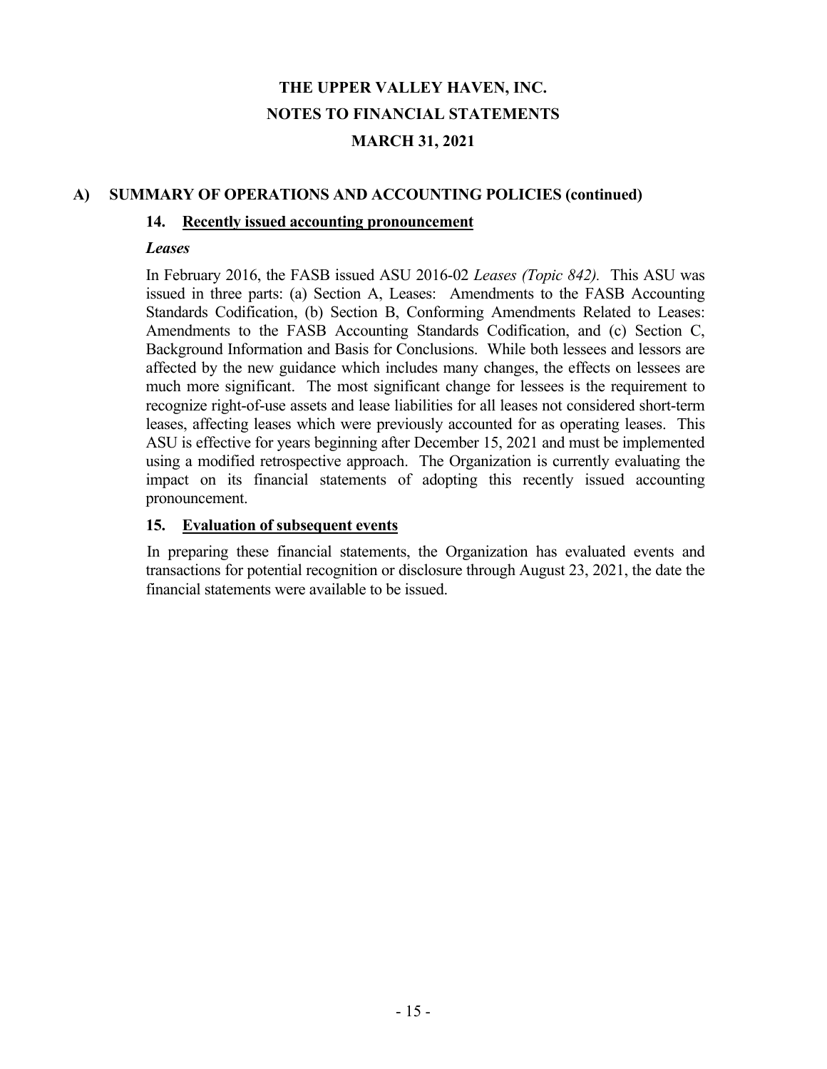# THE UPPER VALLEY HAVEN, INC.

# NOTES TO FINANCIAL STATEMENTS

# MARCH 31, 2021

## A) SUMMARY OF OPERATIONS AND ACCOUNTING POLICIES (continued)

### 14. Recently issued accounting pronouncement

***Leases***

In February 2016, the FASB issued ASU 2016-02 *Leases (Topic 842)*. This ASU was issued in three parts: (a) Section A, Leases: Amendments to the FASB Accounting Standards Codification, (b) Section B, Conforming Amendments Related to Leases: Amendments to the FASB Accounting Standards Codification, and (c) Section C, Background Information and Basis for Conclusions. While both lessees and lessors are affected by the new guidance which includes many changes, the effects on lessees are much more significant. The most significant change for lessees is the requirement to recognize right-of-use assets and lease liabilities for all leases not considered short-term leases, affecting leases which were previously accounted for as operating leases. This ASU is effective for years beginning after December 15, 2021 and must be implemented using a modified retrospective approach. The Organization is currently evaluating the impact on its financial statements of adopting this recently issued accounting pronouncement.

### 15. Evaluation of subsequent events

In preparing these financial statements, the Organization has evaluated events and transactions for potential recognition or disclosure through August 23, 2021, the date the financial statements were available to be issued.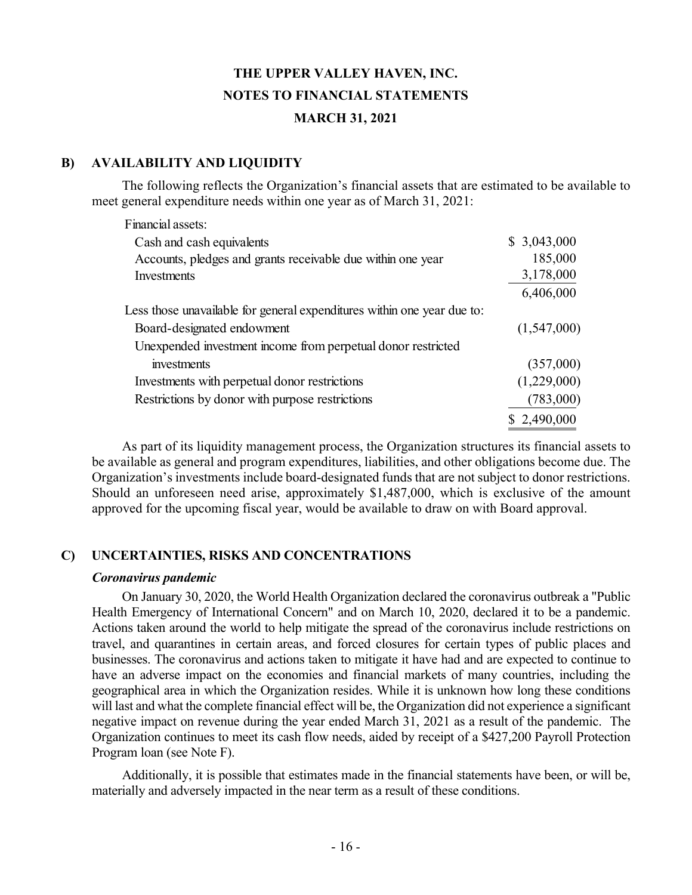## B) AVAILABILITY AND LIQUIDITY

The following reflects the Organization's financial assets that are estimated to be available to meet general expenditure needs within one year as of March 31, 2021:

| | |
|---|---|
| Financial assets: | |
| Cash and cash equivalents | $ 3,043,000 |
| Accounts, pledges and grants receivable due within one year | 185,000 |
| Investments | 3,178,000 |
| | 6,406,000 |
| Less those unavailable for general expenditures within one year due to: | |
| Board-designated endowment | (1,547,000) |
| Unexpended investment income from perpetual donor restricted investments | (357,000) |
| Investments with perpetual donor restrictions | (1,229,000) |
| Restrictions by donor with purpose restrictions | (783,000) |
| | $ 2,490,000 |

As part of its liquidity management process, the Organization structures its financial assets to be available as general and program expenditures, liabilities, and other obligations become due. The Organization's investments include board-designated funds that are not subject to donor restrictions. Should an unforeseen need arise, approximately $1,487,000, which is exclusive of the amount approved for the upcoming fiscal year, would be available to draw on with Board approval.

## C) UNCERTAINTIES, RISKS AND CONCENTRATIONS

***Coronavirus pandemic***

On January 30, 2020, the World Health Organization declared the coronavirus outbreak a "Public Health Emergency of International Concern" and on March 10, 2020, declared it to be a pandemic. Actions taken around the world to help mitigate the spread of the coronavirus include restrictions on travel, and quarantines in certain areas, and forced closures for certain types of public places and businesses. The coronavirus and actions taken to mitigate it have had and are expected to continue to have an adverse impact on the economies and financial markets of many countries, including the geographical area in which the Organization resides. While it is unknown how long these conditions will last and what the complete financial effect will be, the Organization did not experience a significant negative impact on revenue during the year ended March 31, 2021 as a result of the pandemic. The Organization continues to meet its cash flow needs, aided by receipt of a $427,200 Payroll Protection Program loan (see Note F).

Additionally, it is possible that estimates made in the financial statements have been, or will be, materially and adversely impacted in the near term as a result of these conditions.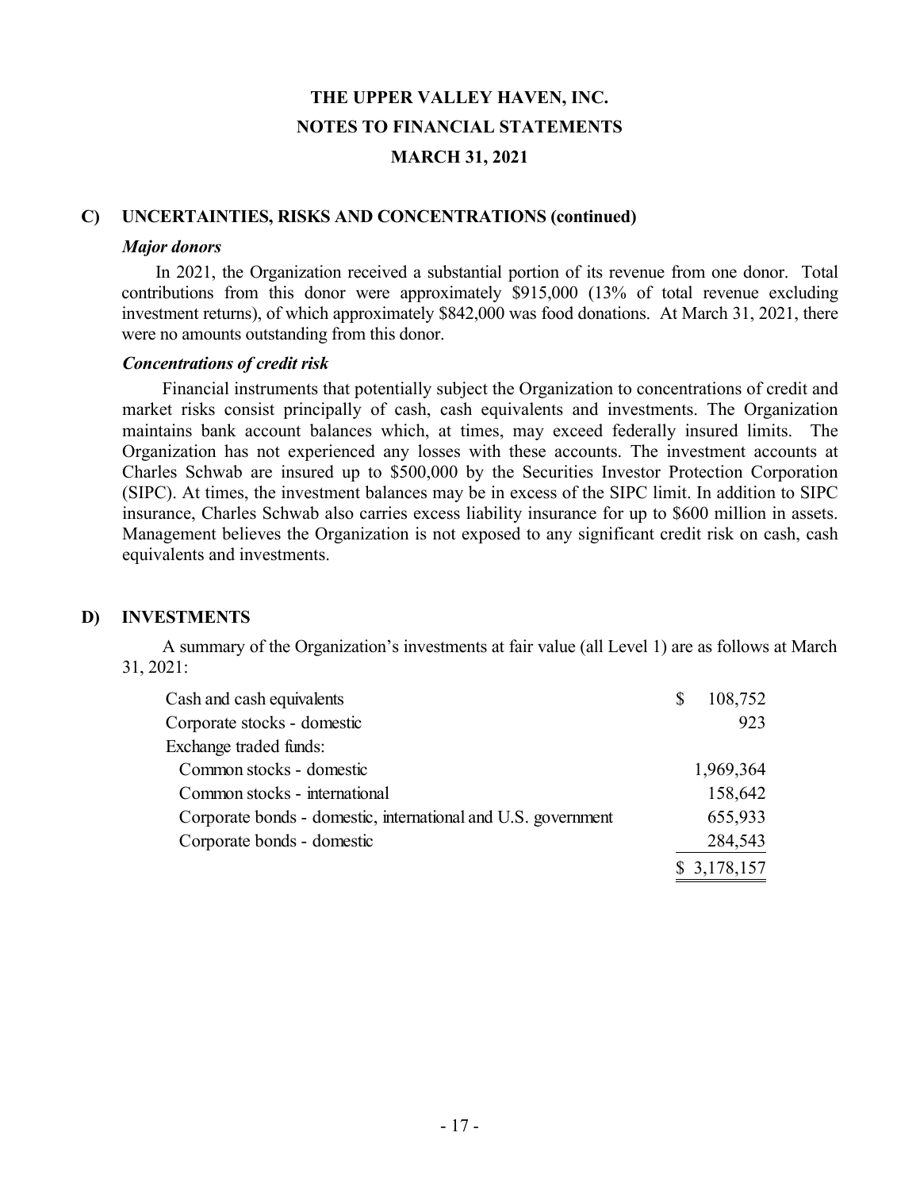# THE UPPER VALLEY HAVEN, INC.
# NOTES TO FINANCIAL STATEMENTS
# MARCH 31, 2021

## C) UNCERTAINTIES, RISKS AND CONCENTRATIONS (continued)

***Major donors***

In 2021, the Organization received a substantial portion of its revenue from one donor. Total contributions from this donor were approximately $915,000 (13% of total revenue excluding investment returns), of which approximately $842,000 was food donations. At March 31, 2021, there were no amounts outstanding from this donor.

***Concentrations of credit risk***

Financial instruments that potentially subject the Organization to concentrations of credit and market risks consist principally of cash, cash equivalents and investments. The Organization maintains bank account balances which, at times, may exceed federally insured limits. The Organization has not experienced any losses with these accounts. The investment accounts at Charles Schwab are insured up to $500,000 by the Securities Investor Protection Corporation (SIPC). At times, the investment balances may be in excess of the SIPC limit. In addition to SIPC insurance, Charles Schwab also carries excess liability insurance for up to $600 million in assets. Management believes the Organization is not exposed to any significant credit risk on cash, cash equivalents and investments.

## D) INVESTMENTS

A summary of the Organization's investments at fair value (all Level 1) are as follows at March 31, 2021:

| | |
|---|---|
| Cash and cash equivalents | $ 108,752 |
| Corporate stocks - domestic | 923 |
| Exchange traded funds: | |
| Common stocks - domestic | 1,969,364 |
| Common stocks - international | 158,642 |
| Corporate bonds - domestic, international and U.S. government | 655,933 |
| Corporate bonds - domestic | 284,543 |
| | $ 3,178,157 |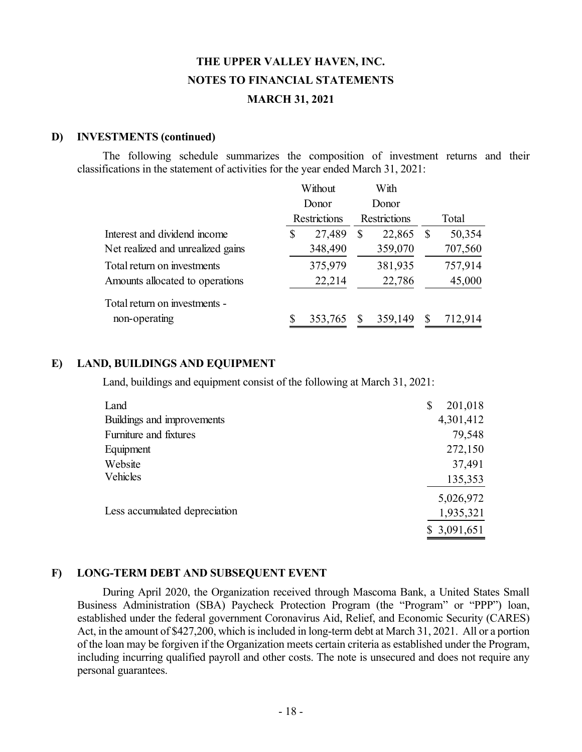# THE UPPER VALLEY HAVEN, INC.
## NOTES TO FINANCIAL STATEMENTS
## MARCH 31, 2021

### D) INVESTMENTS (continued)

The following schedule summarizes the composition of investment returns and their classifications in the statement of activities for the year ended March 31, 2021:

| | Without Donor Restrictions | With Donor Restrictions | Total |
|---|---|---|---|
| Interest and dividend income | $ 27,489 | $ 22,865 | $ 50,354 |
| Net realized and unrealized gains | 348,490 | 359,070 | 707,560 |
| Total return on investments | 375,979 | 381,935 | 757,914 |
| Amounts allocated to operations | 22,214 | 22,786 | 45,000 |
| Total return on investments - non-operating | $ 353,765 | $ 359,149 | $ 712,914 |

### E) LAND, BUILDINGS AND EQUIPMENT

Land, buildings and equipment consist of the following at March 31, 2021:

| | |
|---|---|
| Land | $ 201,018 |
| Buildings and improvements | 4,301,412 |
| Furniture and fixtures | 79,548 |
| Equipment | 272,150 |
| Website | 37,491 |
| Vehicles | 135,353 |
| | 5,026,972 |
| Less accumulated depreciation | 1,935,321 |
| | $ 3,091,651 |

### F) LONG-TERM DEBT AND SUBSEQUENT EVENT

During April 2020, the Organization received through Mascoma Bank, a United States Small Business Administration (SBA) Paycheck Protection Program (the "Program" or "PPP") loan, established under the federal government Coronavirus Aid, Relief, and Economic Security (CARES) Act, in the amount of $427,200, which is included in long-term debt at March 31, 2021. All or a portion of the loan may be forgiven if the Organization meets certain criteria as established under the Program, including incurring qualified payroll and other costs. The note is unsecured and does not require any personal guarantees.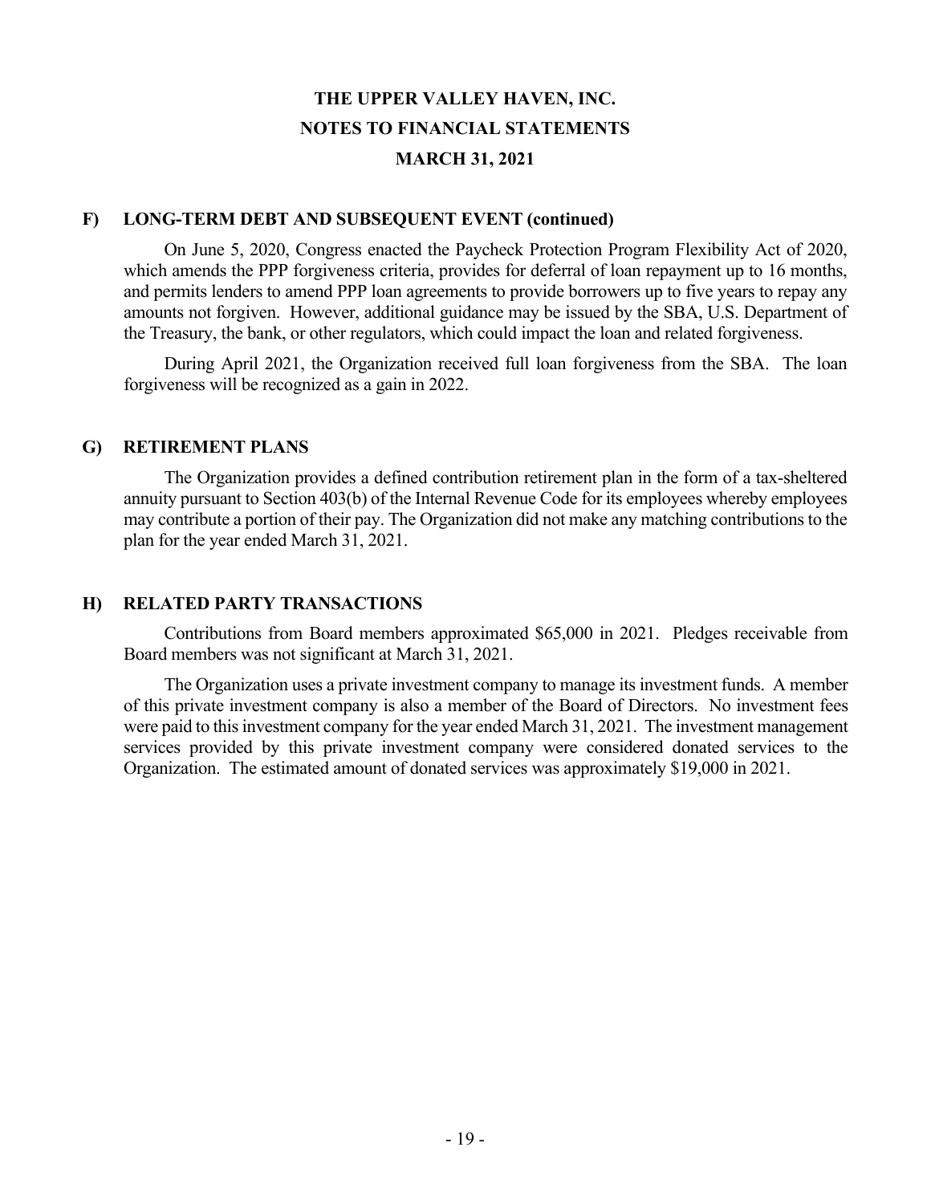# THE UPPER VALLEY HAVEN, INC.

## NOTES TO FINANCIAL STATEMENTS

## MARCH 31, 2021

### F) LONG-TERM DEBT AND SUBSEQUENT EVENT (continued)

On June 5, 2020, Congress enacted the Paycheck Protection Program Flexibility Act of 2020, which amends the PPP forgiveness criteria, provides for deferral of loan repayment up to 16 months, and permits lenders to amend PPP loan agreements to provide borrowers up to five years to repay any amounts not forgiven. However, additional guidance may be issued by the SBA, U.S. Department of the Treasury, the bank, or other regulators, which could impact the loan and related forgiveness.

During April 2021, the Organization received full loan forgiveness from the SBA. The loan forgiveness will be recognized as a gain in 2022.

### G) RETIREMENT PLANS

The Organization provides a defined contribution retirement plan in the form of a tax-sheltered annuity pursuant to Section 403(b) of the Internal Revenue Code for its employees whereby employees may contribute a portion of their pay. The Organization did not make any matching contributions to the plan for the year ended March 31, 2021.

### H) RELATED PARTY TRANSACTIONS

Contributions from Board members approximated $65,000 in 2021. Pledges receivable from Board members was not significant at March 31, 2021.

The Organization uses a private investment company to manage its investment funds. A member of this private investment company is also a member of the Board of Directors. No investment fees were paid to this investment company for the year ended March 31, 2021. The investment management services provided by this private investment company were considered donated services to the Organization. The estimated amount of donated services was approximately $19,000 in 2021.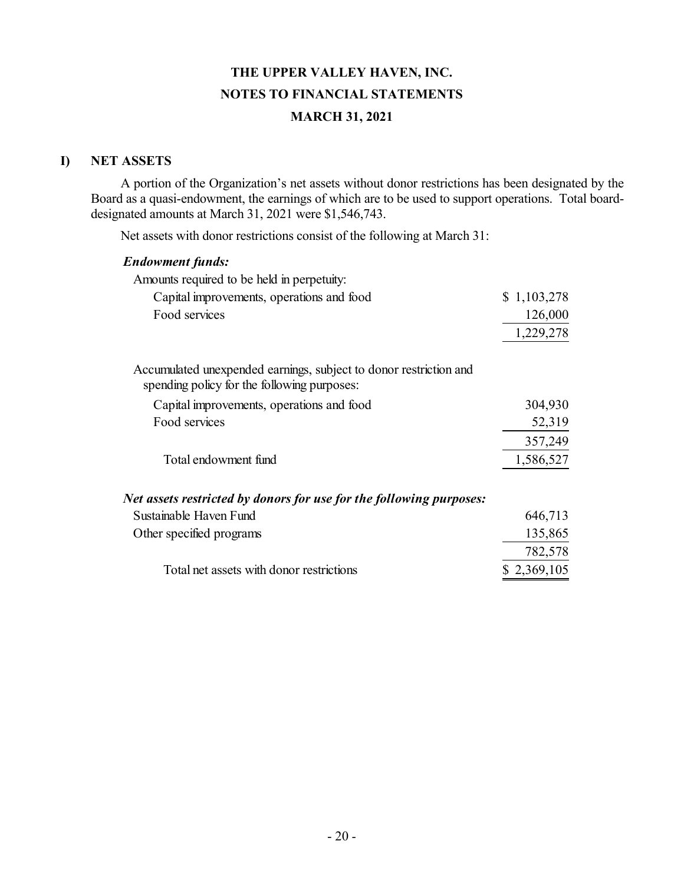# THE UPPER VALLEY HAVEN, INC.
## NOTES TO FINANCIAL STATEMENTS
## MARCH 31, 2021

### I) NET ASSETS

A portion of the Organization's net assets without donor restrictions has been designated by the Board as a quasi-endowment, the earnings of which are to be used to support operations. Total board-designated amounts at March 31, 2021 were $1,546,743.

Net assets with donor restrictions consist of the following at March 31:

| | |
|---|---|
| ***Endowment funds:*** | |
| Amounts required to be held in perpetuity: | |
| Capital improvements, operations and food | $ 1,103,278 |
| Food services | 126,000 |
| | 1,229,278 |
| Accumulated unexpended earnings, subject to donor restriction and spending policy for the following purposes: | |
| Capital improvements, operations and food | 304,930 |
| Food services | 52,319 |
| | 357,249 |
| Total endowment fund | 1,586,527 |
| ***Net assets restricted by donors for use for the following purposes:*** | |
| Sustainable Haven Fund | 646,713 |
| Other specified programs | 135,865 |
| | 782,578 |
| Total net assets with donor restrictions | $ 2,369,105 |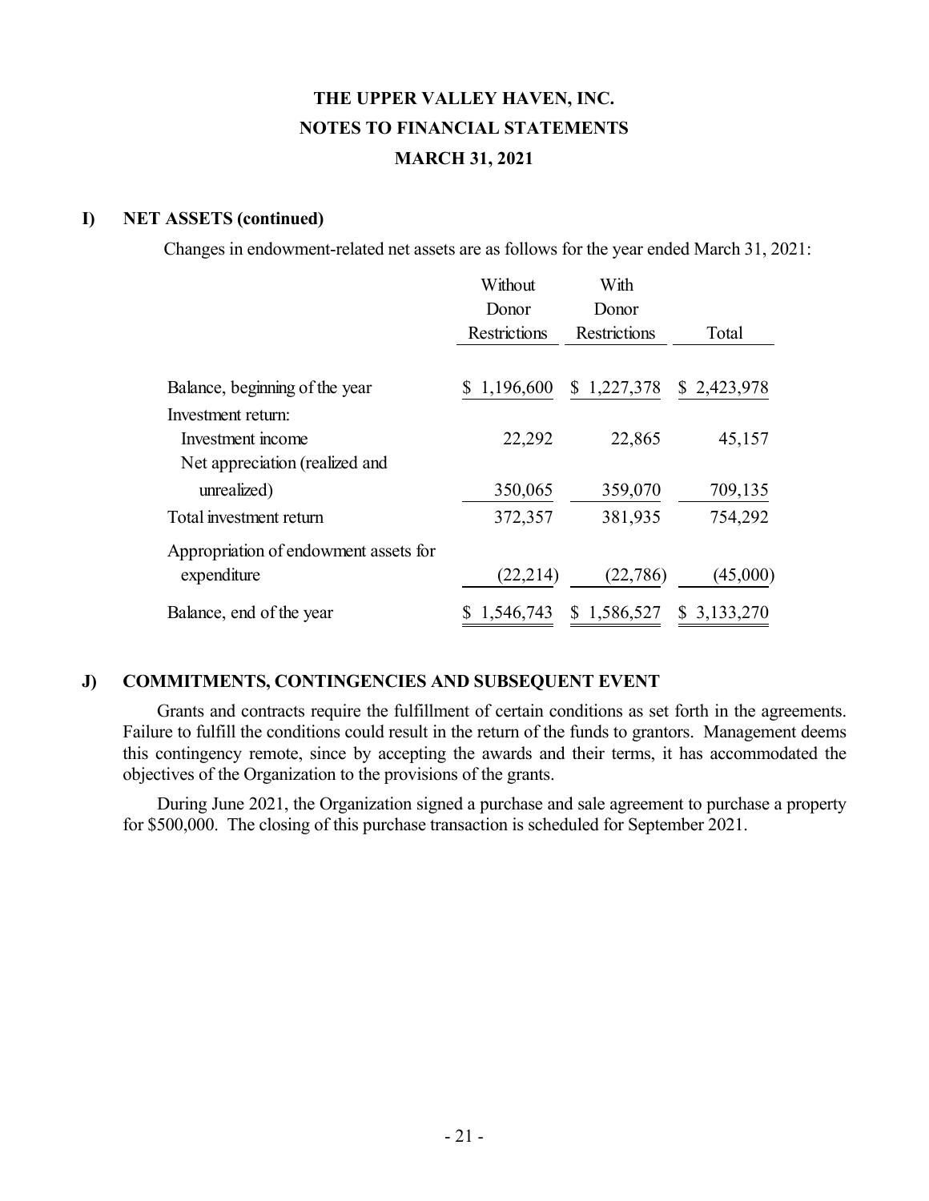# THE UPPER VALLEY HAVEN, INC.
## NOTES TO FINANCIAL STATEMENTS
## MARCH 31, 2021

### I) NET ASSETS (continued)

Changes in endowment-related net assets are as follows for the year ended March 31, 2021:

| | Without Donor Restrictions | With Donor Restrictions | Total |
|---|---|---|---|
| Balance, beginning of the year | $ 1,196,600 | $ 1,227,378 | $ 2,423,978 |
| Investment return: | | | |
| Investment income | 22,292 | 22,865 | 45,157 |
| Net appreciation (realized and unrealized) | 350,065 | 359,070 | 709,135 |
| Total investment return | 372,357 | 381,935 | 754,292 |
| Appropriation of endowment assets for expenditure | (22,214) | (22,786) | (45,000) |
| Balance, end of the year | $ 1,546,743 | $ 1,586,527 | $ 3,133,270 |

### J) COMMITMENTS, CONTINGENCIES AND SUBSEQUENT EVENT

Grants and contracts require the fulfillment of certain conditions as set forth in the agreements. Failure to fulfill the conditions could result in the return of the funds to grantors. Management deems this contingency remote, since by accepting the awards and their terms, it has accommodated the objectives of the Organization to the provisions of the grants.

During June 2021, the Organization signed a purchase and sale agreement to purchase a property for $500,000. The closing of this purchase transaction is scheduled for September 2021.